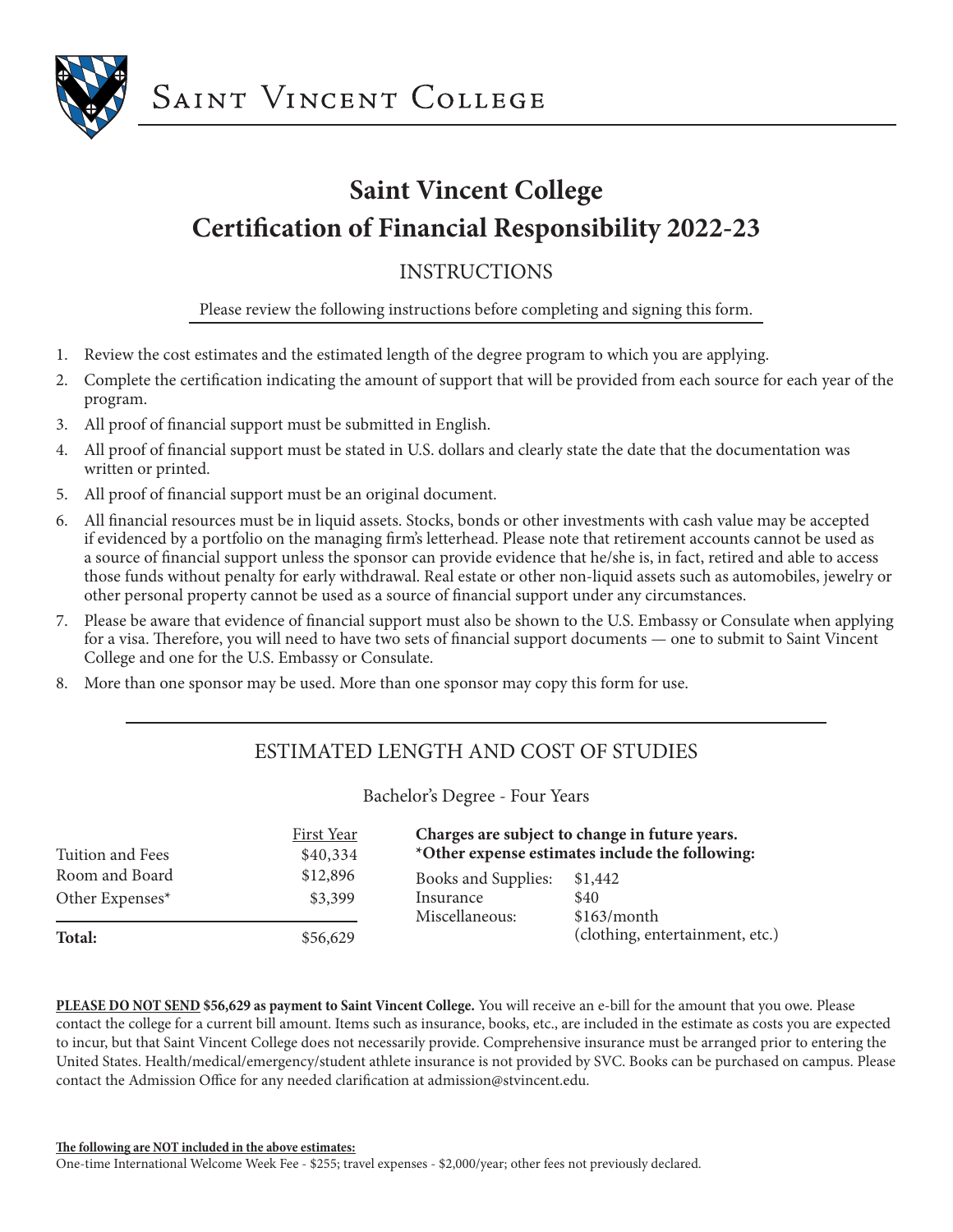Saint Vincent College

# Saint Vincent College
# Certification of Financial Responsibility 2022-23

## INSTRUCTIONS

Please review the following instructions before completing and signing this form.

1. Review the cost estimates and the estimated length of the degree program to which you are applying.
2. Complete the certification indicating the amount of support that will be provided from each source for each year of the program.
3. All proof of financial support must be submitted in English.
4. All proof of financial support must be stated in U.S. dollars and clearly state the date that the documentation was written or printed.
5. All proof of financial support must be an original document.
6. All financial resources must be in liquid assets. Stocks, bonds or other investments with cash value may be accepted if evidenced by a portfolio on the managing firm's letterhead. Please note that retirement accounts cannot be used as a source of financial support unless the sponsor can provide evidence that he/she is, in fact, retired and able to access those funds without penalty for early withdrawal. Real estate or other non-liquid assets such as automobiles, jewelry or other personal property cannot be used as a source of financial support under any circumstances.
7. Please be aware that evidence of financial support must also be shown to the U.S. Embassy or Consulate when applying for a visa. Therefore, you will need to have two sets of financial support documents — one to submit to Saint Vincent College and one for the U.S. Embassy or Consulate.
8. More than one sponsor may be used. More than one sponsor may copy this form for use.

## ESTIMATED LENGTH AND COST OF STUDIES

Bachelor's Degree - Four Years

| | First Year |
|---|---|
| Tuition and Fees | $40,334 |
| Room and Board | $12,896 |
| Other Expenses* | $3,399 |
| **Total:** | $56,629 |

**Charges are subject to change in future years.**
**\*Other expense estimates include the following:**

| | |
|---|---|
| Books and Supplies: | $1,442 |
| Insurance | $40 |
| Miscellaneous: | $163/month (clothing, entertainment, etc.) |

**PLEASE DO NOT SEND $56,629 as payment to Saint Vincent College.** You will receive an e-bill for the amount that you owe. Please contact the college for a current bill amount. Items such as insurance, books, etc., are included in the estimate as costs you are expected to incur, but that Saint Vincent College does not necessarily provide. Comprehensive insurance must be arranged prior to entering the United States. Health/medical/emergency/student athlete insurance is not provided by SVC. Books can be purchased on campus. Please contact the Admission Office for any needed clarification at admission@stvincent.edu.

**The following are NOT included in the above estimates:**
One-time International Welcome Week Fee - $255; travel expenses - $2,000/year; other fees not previously declared.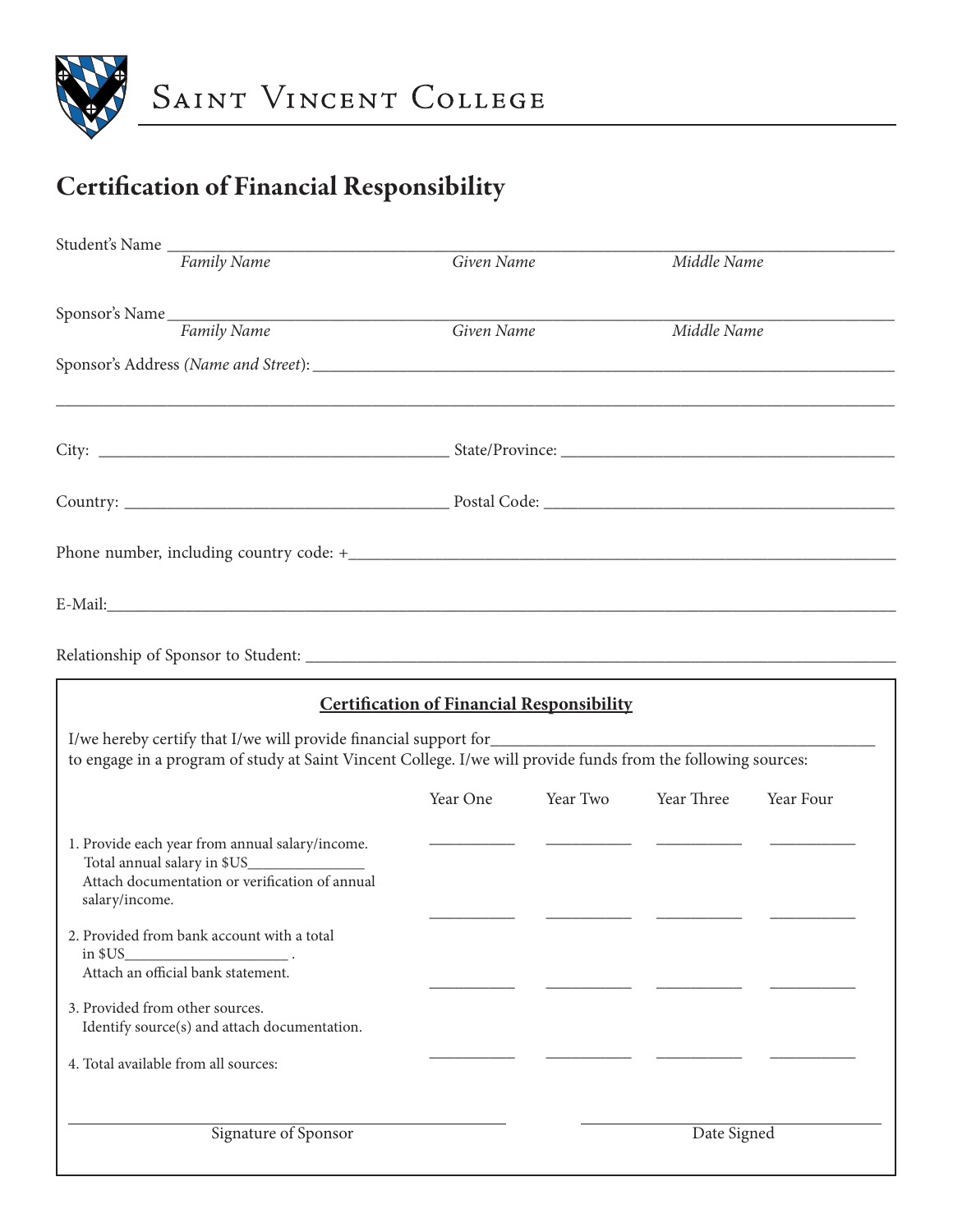Saint Vincent College

# Certification of Financial Responsibility

Student's Name ____________________________________________
*Family Name* *Given Name* *Middle Name*

Sponsor's Name ____________________________________________
*Family Name* *Given Name* *Middle Name*

Sponsor's Address *(Name and Street)*: ____________________________________________

____________________________________________

City: ____________________ State/Province: ____________________

Country: ____________________ Postal Code: ____________________

Phone number, including country code: +____________________

E-Mail: ____________________

Relationship of Sponsor to Student: ____________________

## Certification of Financial Responsibility

I/we hereby certify that I/we will provide financial support for____________________ to engage in a program of study at Saint Vincent College. I/we will provide funds from the following sources:

| | Year One | Year Two | Year Three | Year Four |
|---|---|---|---|---|
| 1. Provide each year from annual salary/income. Total annual salary in $US_______________ Attach documentation or verification of annual salary/income. | ________ | ________ | ________ | ________ |
| 2. Provided from bank account with a total in $US_____________________ . Attach an official bank statement. | ________ | ________ | ________ | ________ |
| 3. Provided from other sources. Identify source(s) and attach documentation. | ________ | ________ | ________ | ________ |
| 4. Total available from all sources: | ________ | ________ | ________ | ________ |

____________________________ Signature of Sponsor

____________________________ Date Signed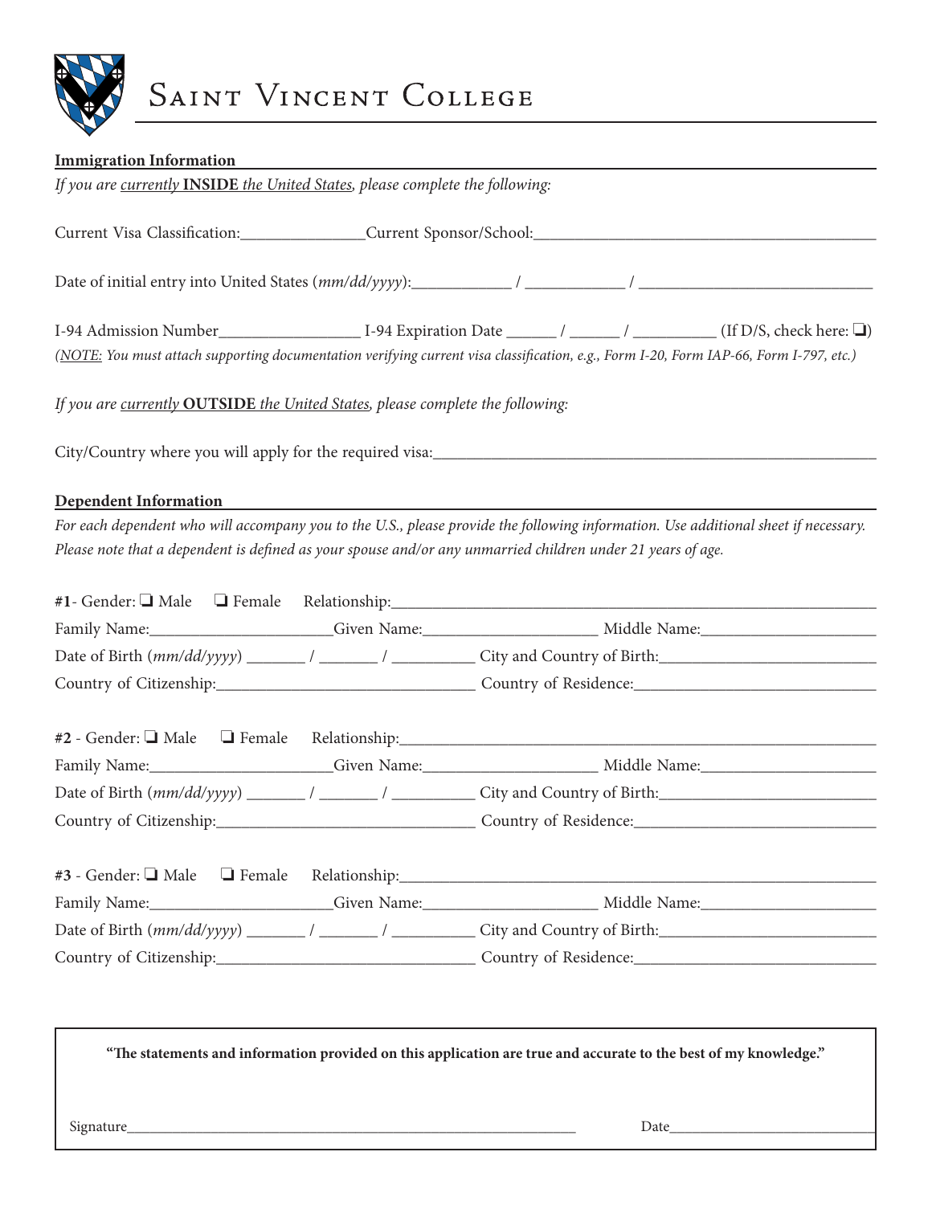# Saint Vincent College

**Immigration Information**

*If you are currently* **INSIDE** *the United States, please complete the following:*

Current Visa Classification:_______________Current Sponsor/School:___________________________________________

Date of initial entry into United States (*mm/dd/yyyy*):____________ / ____________ / _____________________________

I-94 Admission Number_________________ I-94 Expiration Date ______ / ______ / __________ (If D/S, check here: ❑)

*(NOTE: You must attach supporting documentation verifying current visa classification, e.g., Form I-20, Form IAP-66, Form I-797, etc.)*

*If you are currently* **OUTSIDE** *the United States, please complete the following:*

City/Country where you will apply for the required visa:_________________________________________________________

**Dependent Information**

*For each dependent who will accompany you to the U.S., please provide the following information. Use additional sheet if necessary. Please note that a dependent is defined as your spouse and/or any unmarried children under 21 years of age.*

**#1**- Gender: ❑ Male ❑ Female Relationship:_______________________________________________________________

Family Name:______________________Given Name:_____________________ Middle Name:_____________________

Date of Birth (*mm/dd/yyyy*) _______ / _______ / __________ City and Country of Birth:__________________________

Country of Citizenship:_______________________________ Country of Residence:_____________________________

**#2** - Gender: ❑ Male ❑ Female Relationship:______________________________________________________________

Family Name:______________________Given Name:_____________________ Middle Name:_____________________

Date of Birth (*mm/dd/yyyy*) _______ / _______ / __________ City and Country of Birth:__________________________

Country of Citizenship:_______________________________ Country of Residence:_____________________________

**#3** - Gender: ❑ Male ❑ Female Relationship:______________________________________________________________

Family Name:______________________Given Name:_____________________ Middle Name:_____________________

Date of Birth (*mm/dd/yyyy*) _______ / _______ / __________ City and Country of Birth:__________________________

Country of Citizenship:_______________________________ Country of Residence:_____________________________

**"The statements and information provided on this application are true and accurate to the best of my knowledge."**

Signature_______________________________________________________________ Date___________________________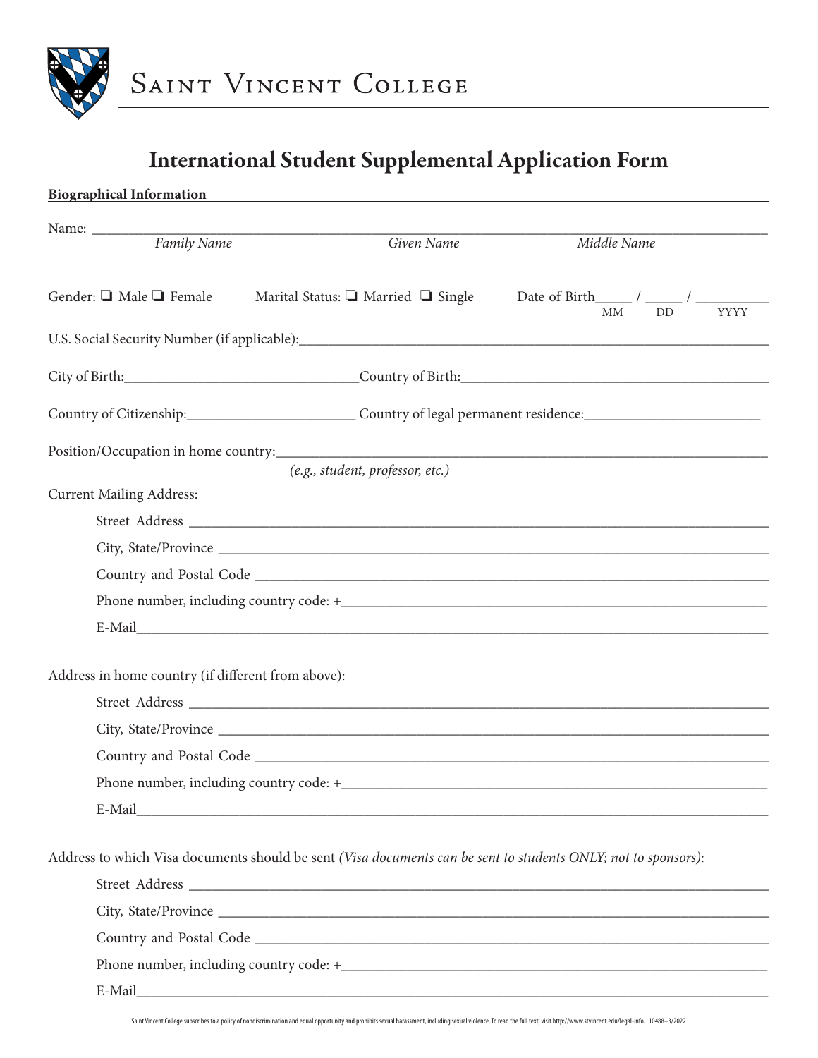# Saint Vincent College

## International Student Supplemental Application Form

**Biographical Information**

Name: ______________________________________________________________________
*Family Name* *Given Name* *Middle Name*

Gender: ❑ Male ❑ Female Marital Status: ❑ Married ❑ Single Date of Birth_____ / _____ / _________
MM DD YYYY

U.S. Social Security Number (if applicable):_______________________________________________

City of Birth:_______________________Country of Birth:_______________________________

Country of Citizenship:_________________ Country of legal permanent residence:__________________

Position/Occupation in home country:_____________________________________________________
*(e.g., student, professor, etc.)*

Current Mailing Address:

Street Address ______________________________________________________________

City, State/Province __________________________________________________________

Country and Postal Code ______________________________________________________

Phone number, including country code: +_________________________________________

E-Mail______________________________________________________________________

Address in home country (if different from above):

Street Address ______________________________________________________________

City, State/Province __________________________________________________________

Country and Postal Code ______________________________________________________

Phone number, including country code: +_________________________________________

E-Mail______________________________________________________________________

Address to which Visa documents should be sent *(Visa documents can be sent to students ONLY; not to sponsors)*:

Street Address ______________________________________________________________

City, State/Province __________________________________________________________

Country and Postal Code ______________________________________________________

Phone number, including country code: +_________________________________________

E-Mail______________________________________________________________________

Saint Vincent College subscribes to a policy of nondiscrimination and equal opportunity and prohibits sexual harassment, including sexual violence. To read the full text, visit http://www.stvincent.edu/legal-info. 10488–3/2022